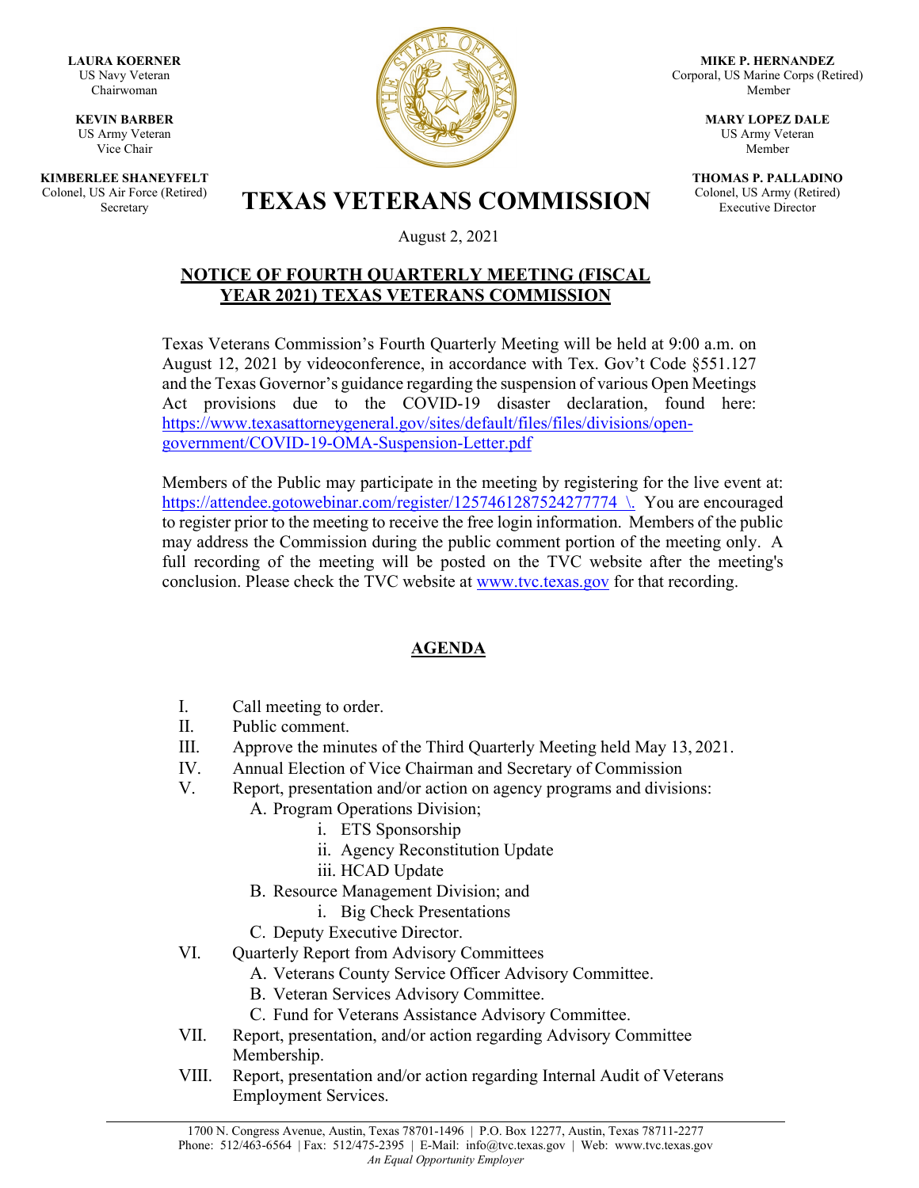**LAURA KOERNER**
US Navy Veteran
Chairwoman

**KEVIN BARBER**
US Army Veteran
Vice Chair

**KIMBERLEE SHANEYFELT**
Colonel, US Air Force (Retired)
Secretary

**MIKE P. HERNANDEZ**
Corporal, US Marine Corps (Retired)
Member

**MARY LOPEZ DALE**
US Army Veteran
Member

**THOMAS P. PALLADINO**
Colonel, US Army (Retired)
Executive Director

# TEXAS VETERANS COMMISSION

August 2, 2021

## NOTICE OF FOURTH QUARTERLY MEETING (FISCAL YEAR 2021) TEXAS VETERANS COMMISSION

Texas Veterans Commission's Fourth Quarterly Meeting will be held at 9:00 a.m. on August 12, 2021 by videoconference, in accordance with Tex. Gov't Code §551.127 and the Texas Governor's guidance regarding the suspension of various Open Meetings Act provisions due to the COVID-19 disaster declaration, found here: https://www.texasattorneygeneral.gov/sites/default/files/files/divisions/open-government/COVID-19-OMA-Suspension-Letter.pdf

Members of the Public may participate in the meeting by registering for the live event at: https://attendee.gotowebinar.com/register/1257461287524277774 \. You are encouraged to register prior to the meeting to receive the free login information. Members of the public may address the Commission during the public comment portion of the meeting only. A full recording of the meeting will be posted on the TVC website after the meeting's conclusion. Please check the TVC website at www.tvc.texas.gov for that recording.

## AGENDA

I. Call meeting to order.
II. Public comment.
III. Approve the minutes of the Third Quarterly Meeting held May 13, 2021.
IV. Annual Election of Vice Chairman and Secretary of Commission
V. Report, presentation and/or action on agency programs and divisions:
   - A. Program Operations Division;
     - i. ETS Sponsorship
     - ii. Agency Reconstitution Update
     - iii. HCAD Update
   - B. Resource Management Division; and
     - i. Big Check Presentations
   - C. Deputy Executive Director.
VI. Quarterly Report from Advisory Committees
   - A. Veterans County Service Officer Advisory Committee.
   - B. Veteran Services Advisory Committee.
   - C. Fund for Veterans Assistance Advisory Committee.
VII. Report, presentation, and/or action regarding Advisory Committee Membership.
VIII. Report, presentation and/or action regarding Internal Audit of Veterans Employment Services.

1700 N. Congress Avenue, Austin, Texas 78701-1496 | P.O. Box 12277, Austin, Texas 78711-2277
Phone: 512/463-6564 | Fax: 512/475-2395 | E-Mail: info@tvc.texas.gov | Web: www.tvc.texas.gov
*An Equal Opportunity Employer*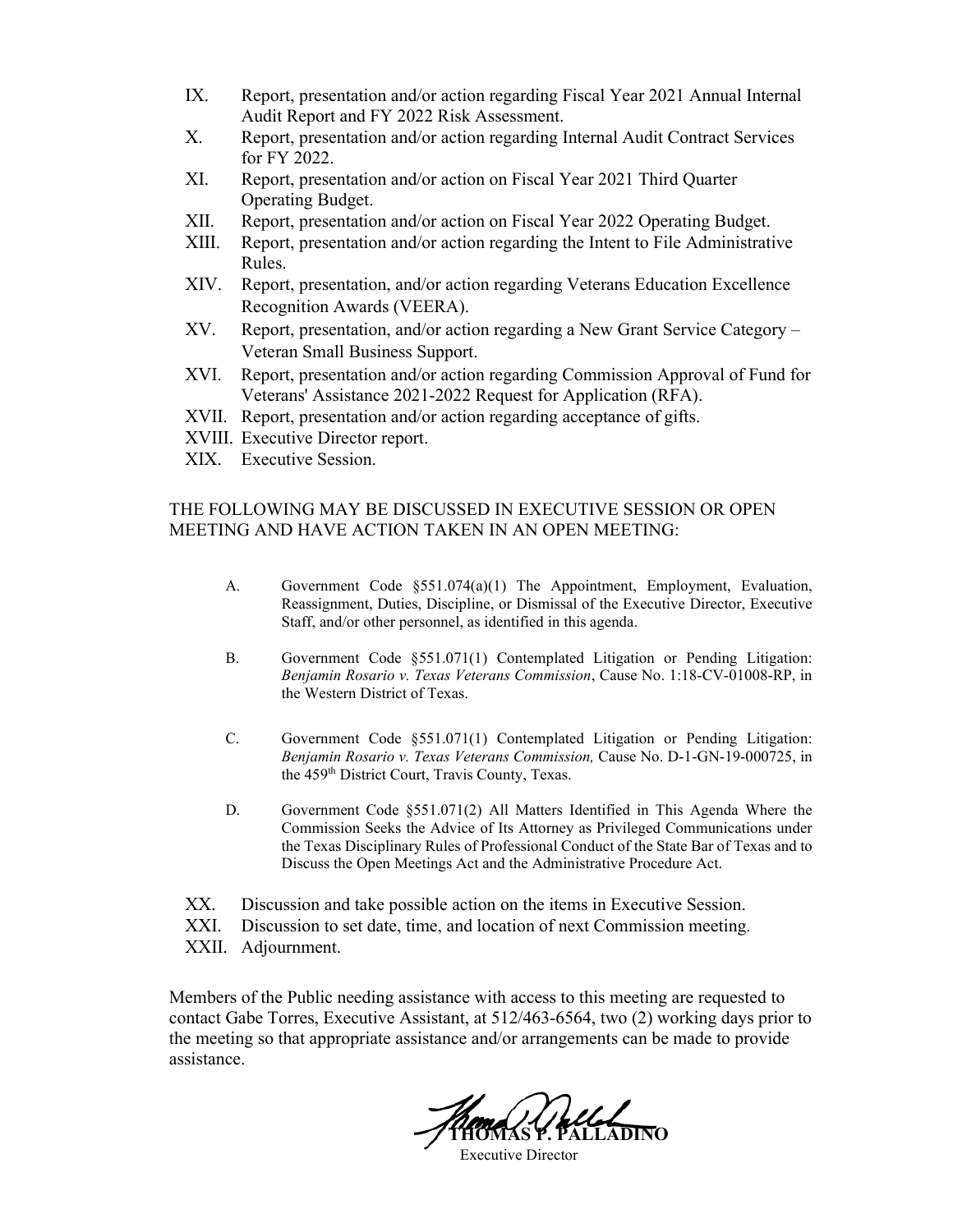IX. Report, presentation and/or action regarding Fiscal Year 2021 Annual Internal Audit Report and FY 2022 Risk Assessment.

X. Report, presentation and/or action regarding Internal Audit Contract Services for FY 2022.

XI. Report, presentation and/or action on Fiscal Year 2021 Third Quarter Operating Budget.

XII. Report, presentation and/or action on Fiscal Year 2022 Operating Budget.

XIII. Report, presentation and/or action regarding the Intent to File Administrative Rules.

XIV. Report, presentation, and/or action regarding Veterans Education Excellence Recognition Awards (VEERA).

XV. Report, presentation, and/or action regarding a New Grant Service Category – Veteran Small Business Support.

XVI. Report, presentation and/or action regarding Commission Approval of Fund for Veterans' Assistance 2021-2022 Request for Application (RFA).

XVII. Report, presentation and/or action regarding acceptance of gifts.

XVIII. Executive Director report.

XIX. Executive Session.

THE FOLLOWING MAY BE DISCUSSED IN EXECUTIVE SESSION OR OPEN MEETING AND HAVE ACTION TAKEN IN AN OPEN MEETING:

A. Government Code §551.074(a)(1) The Appointment, Employment, Evaluation, Reassignment, Duties, Discipline, or Dismissal of the Executive Director, Executive Staff, and/or other personnel, as identified in this agenda.

B. Government Code §551.071(1) Contemplated Litigation or Pending Litigation: *Benjamin Rosario v. Texas Veterans Commission*, Cause No. 1:18-CV-01008-RP, in the Western District of Texas.

C. Government Code §551.071(1) Contemplated Litigation or Pending Litigation: *Benjamin Rosario v. Texas Veterans Commission,* Cause No. D-1-GN-19-000725, in the 459th District Court, Travis County, Texas.

D. Government Code §551.071(2) All Matters Identified in This Agenda Where the Commission Seeks the Advice of Its Attorney as Privileged Communications under the Texas Disciplinary Rules of Professional Conduct of the State Bar of Texas and to Discuss the Open Meetings Act and the Administrative Procedure Act.

XX. Discussion and take possible action on the items in Executive Session.

XXI. Discussion to set date, time, and location of next Commission meeting.

XXII. Adjournment.

Members of the Public needing assistance with access to this meeting are requested to contact Gabe Torres, Executive Assistant, at 512/463-6564, two (2) working days prior to the meeting so that appropriate assistance and/or arrangements can be made to provide assistance.

**THOMAS P. PALLADINO**
Executive Director